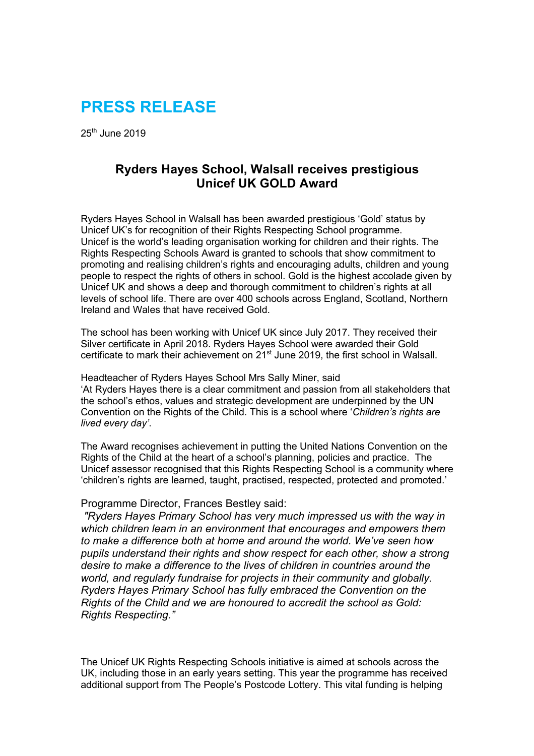# PRESS RELEASE

25th June 2019

## Ryders Hayes School, Walsall receives prestigious Unicef UK GOLD Award

Ryders Hayes School in Walsall has been awarded prestigious 'Gold' status by Unicef UK's for recognition of their Rights Respecting School programme. Unicef is the world's leading organisation working for children and their rights. The Rights Respecting Schools Award is granted to schools that show commitment to promoting and realising children's rights and encouraging adults, children and young people to respect the rights of others in school. Gold is the highest accolade given by Unicef UK and shows a deep and thorough commitment to children's rights at all levels of school life. There are over 400 schools across England, Scotland, Northern Ireland and Wales that have received Gold.

The school has been working with Unicef UK since July 2017. They received their Silver certificate in April 2018. Ryders Hayes School were awarded their Gold certificate to mark their achievement on 21st June 2019, the first school in Walsall.

Headteacher of Ryders Hayes School Mrs Sally Miner, said
'At Ryders Hayes there is a clear commitment and passion from all stakeholders that the school's ethos, values and strategic development are underpinned by the UN Convention on the Rights of the Child. This is a school where '*Children's rights are lived every day'*.

The Award recognises achievement in putting the United Nations Convention on the Rights of the Child at the heart of a school's planning, policies and practice. The Unicef assessor recognised that this Rights Respecting School is a community where 'children's rights are learned, taught, practised, respected, protected and promoted.'

Programme Director, Frances Bestley said:

*"Ryders Hayes Primary School has very much impressed us with the way in which children learn in an environment that encourages and empowers them to make a difference both at home and around the world. We've seen how pupils understand their rights and show respect for each other, show a strong desire to make a difference to the lives of children in countries around the world, and regularly fundraise for projects in their community and globally. Ryders Hayes Primary School has fully embraced the Convention on the Rights of the Child and we are honoured to accredit the school as Gold: Rights Respecting."*

The Unicef UK Rights Respecting Schools initiative is aimed at schools across the UK, including those in an early years setting. This year the programme has received additional support from The People's Postcode Lottery. This vital funding is helping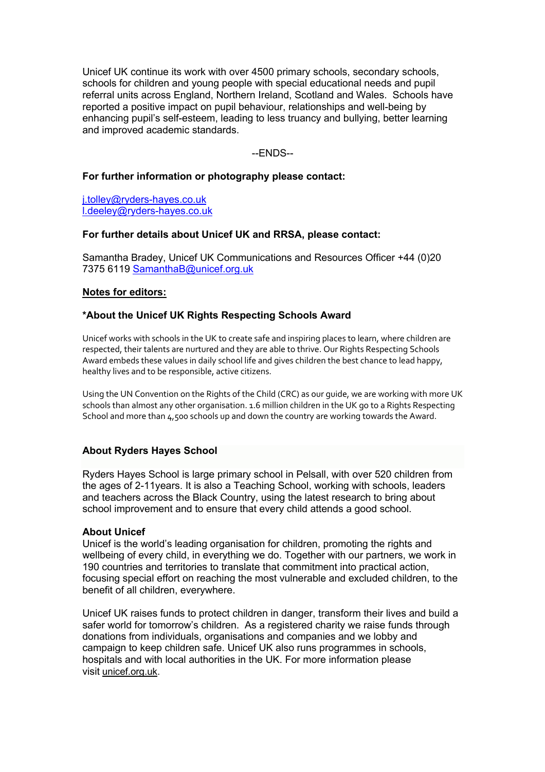Unicef UK continue its work with over 4500 primary schools, secondary schools, schools for children and young people with special educational needs and pupil referral units across England, Northern Ireland, Scotland and Wales. Schools have reported a positive impact on pupil behaviour, relationships and well-being by enhancing pupil's self-esteem, leading to less truancy and bullying, better learning and improved academic standards.

--ENDS--

**For further information or photography please contact:**

j.tolley@ryders-hayes.co.uk
l.deeley@ryders-hayes.co.uk

**For further details about Unicef UK and RRSA, please contact:**

Samantha Bradey, Unicef UK Communications and Resources Officer +44 (0)20 7375 6119 SamanthaB@unicef.org.uk

**Notes for editors:**

**\*About the Unicef UK Rights Respecting Schools Award**

Unicef works with schools in the UK to create safe and inspiring places to learn, where children are respected, their talents are nurtured and they are able to thrive. Our Rights Respecting Schools Award embeds these values in daily school life and gives children the best chance to lead happy, healthy lives and to be responsible, active citizens.

Using the UN Convention on the Rights of the Child (CRC) as our guide, we are working with more UK schools than almost any other organisation. 1.6 million children in the UK go to a Rights Respecting School and more than 4,500 schools up and down the country are working towards the Award.

**About Ryders Hayes School**

Ryders Hayes School is large primary school in Pelsall, with over 520 children from the ages of 2-11years. It is also a Teaching School, working with schools, leaders and teachers across the Black Country, using the latest research to bring about school improvement and to ensure that every child attends a good school.

**About Unicef**

Unicef is the world's leading organisation for children, promoting the rights and wellbeing of every child, in everything we do. Together with our partners, we work in 190 countries and territories to translate that commitment into practical action, focusing special effort on reaching the most vulnerable and excluded children, to the benefit of all children, everywhere.

Unicef UK raises funds to protect children in danger, transform their lives and build a safer world for tomorrow's children. As a registered charity we raise funds through donations from individuals, organisations and companies and we lobby and campaign to keep children safe. Unicef UK also runs programmes in schools, hospitals and with local authorities in the UK. For more information please visit unicef.org.uk.